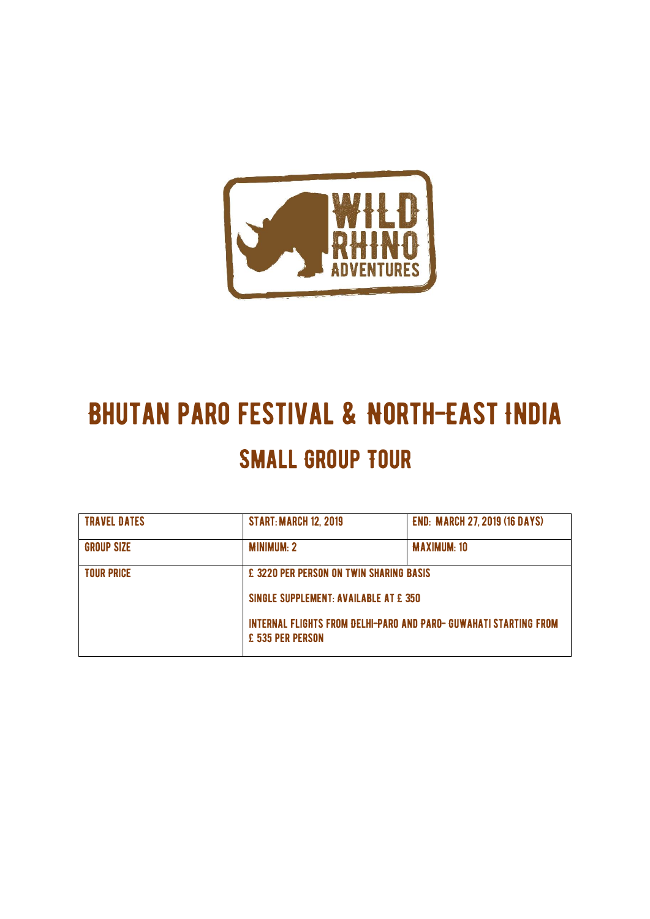# BHUTAN PARO FESTIVAL & NORTH-EAST INDIA

## SMALL GROUP TOUR

| | | |
|---|---|---|
| TRAVEL DATES | START: MARCH 12, 2019 | END: MARCH 27, 2019 (16 DAYS) |
| GROUP SIZE | MINIMUM: 2 | MAXIMUM: 10 |
| TOUR PRICE | £ 3220 PER PERSON ON TWIN SHARING BASIS<br><br>SINGLE SUPPLEMENT: AVAILABLE AT £ 350<br><br>INTERNAL FLIGHTS FROM DELHI-PARO AND PARO- GUWAHATI STARTING FROM £ 535 PER PERSON | |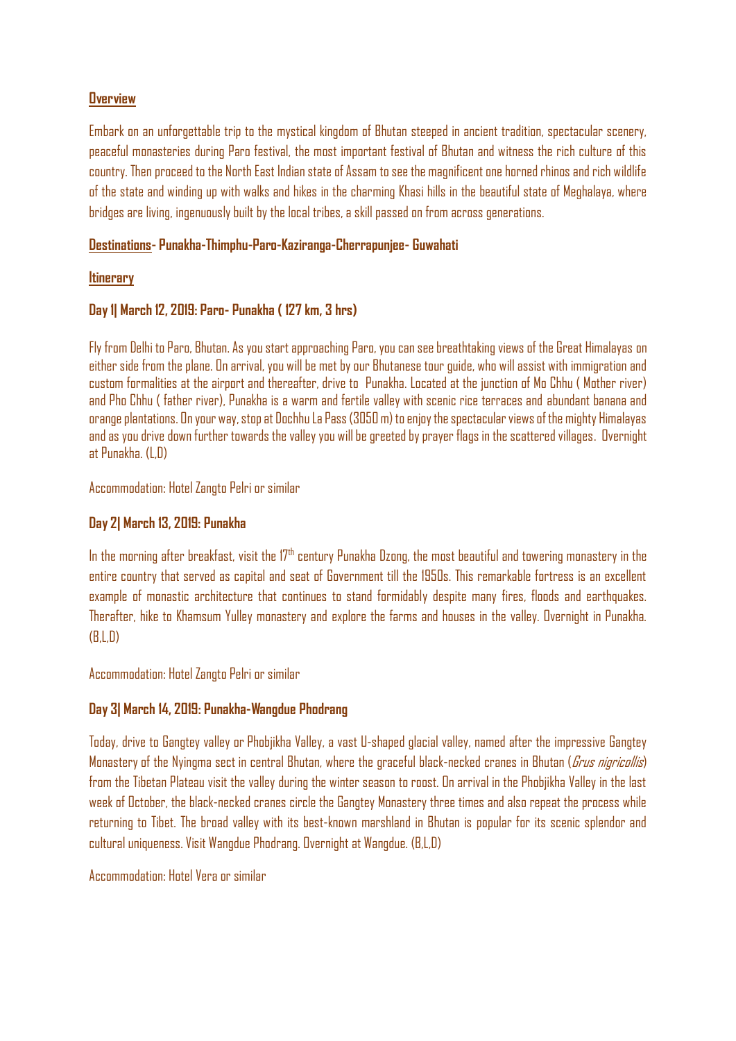**Overview**

Embark on an unforgettable trip to the mystical kingdom of Bhutan steeped in ancient tradition, spectacular scenery, peaceful monasteries during Paro festival, the most important festival of Bhutan and witness the rich culture of this country. Then proceed to the North East Indian state of Assam to see the magnificent one horned rhinos and rich wildlife of the state and winding up with walks and hikes in the charming Khasi hills in the beautiful state of Meghalaya, where bridges are living, ingenuously built by the local tribes, a skill passed on from across generations.

**Destinations- Punakha-Thimphu-Paro-Kaziranga-Cherrapunjee- Guwahati**

**Itinerary**

**Day 1| March 12, 2019: Paro- Punakha ( 127 km, 3 hrs)**

Fly from Delhi to Paro, Bhutan. As you start approaching Paro, you can see breathtaking views of the Great Himalayas on either side from the plane. On arrival, you will be met by our Bhutanese tour guide, who will assist with immigration and custom formalities at the airport and thereafter, drive to Punakha. Located at the junction of Mo Chhu ( Mother river) and Pho Chhu ( father river), Punakha is a warm and fertile valley with scenic rice terraces and abundant banana and orange plantations. On your way, stop at Dochhu La Pass (3050 m) to enjoy the spectacular views of the mighty Himalayas and as you drive down further towards the valley you will be greeted by prayer flags in the scattered villages. Overnight at Punakha. (L,D)

Accommodation: Hotel Zangto Pelri or similar

**Day 2| March 13, 2019: Punakha**

In the morning after breakfast, visit the 17th century Punakha Dzong, the most beautiful and towering monastery in the entire country that served as capital and seat of Government till the 1950s. This remarkable fortress is an excellent example of monastic architecture that continues to stand formidably despite many fires, floods and earthquakes. Therafter, hike to Khamsum Yulley monastery and explore the farms and houses in the valley. Overnight in Punakha. (B,L,D)

Accommodation: Hotel Zangto Pelri or similar

**Day 3| March 14, 2019: Punakha-Wangdue Phodrang**

Today, drive to Gangtey valley or Phobjikha Valley, a vast U-shaped glacial valley, named after the impressive Gangtey Monastery of the Nyingma sect in central Bhutan, where the graceful black-necked cranes in Bhutan (*Grus nigricollis*) from the Tibetan Plateau visit the valley during the winter season to roost. On arrival in the Phobjikha Valley in the last week of October, the black-necked cranes circle the Gangtey Monastery three times and also repeat the process while returning to Tibet. The broad valley with its best-known marshland in Bhutan is popular for its scenic splendor and cultural uniqueness. Visit Wangdue Phodrang. Overnight at Wangdue. (B,L,D)

Accommodation: Hotel Vera or similar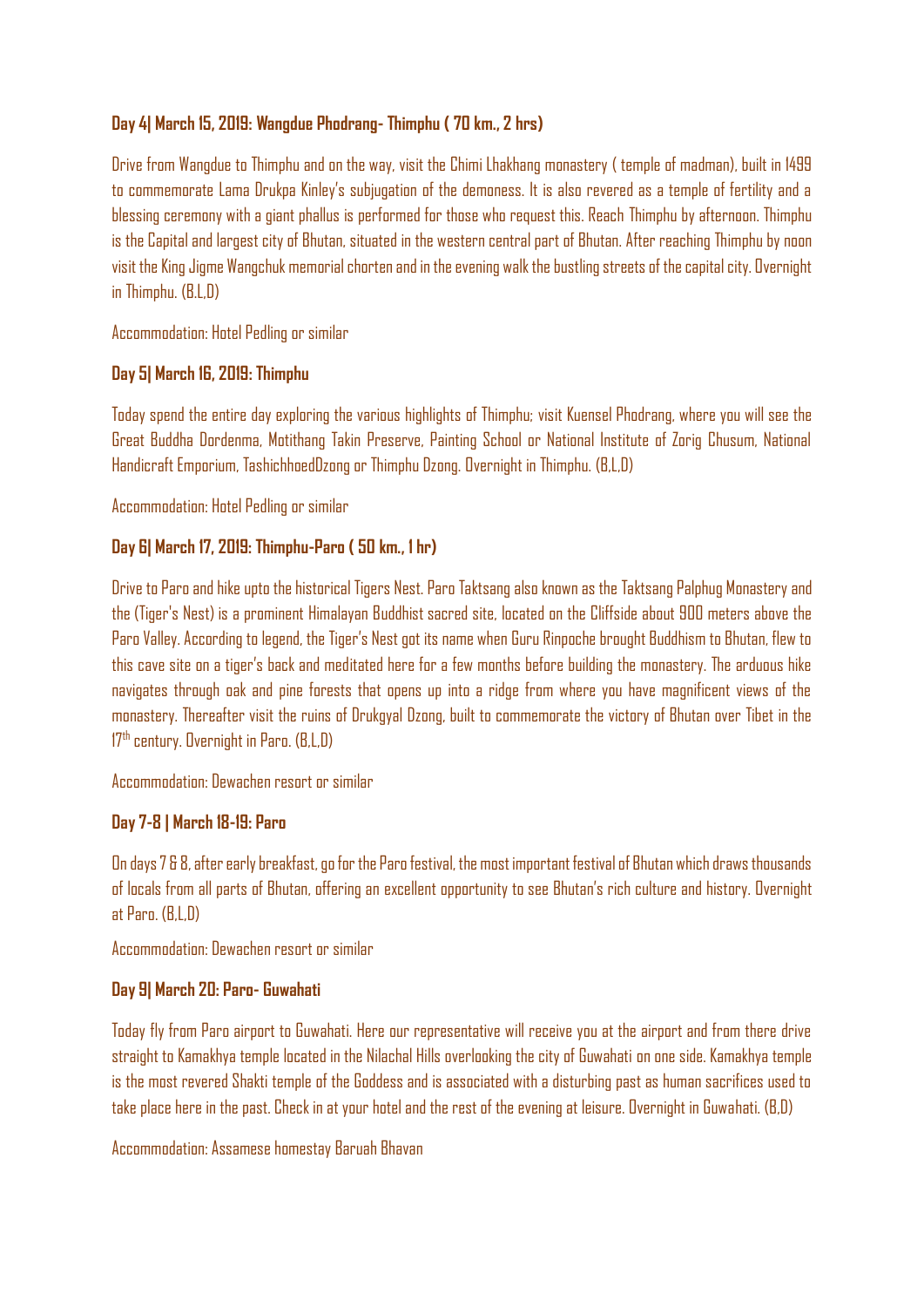### Day 4| March 15, 2019: Wangdue Phodrang- Thimphu ( 70 km., 2 hrs)

Drive from Wangdue to Thimphu and on the way, visit the Chimi Lhakhang monastery ( temple of madman), built in 1499 to commemorate Lama Drukpa Kinley's subjugation of the demoness. It is also revered as a temple of fertility and a blessing ceremony with a giant phallus is performed for those who request this. Reach Thimphu by afternoon. Thimphu is the Capital and largest city of Bhutan, situated in the western central part of Bhutan. After reaching Thimphu by noon visit the King Jigme Wangchuk memorial chorten and in the evening walk the bustling streets of the capital city. Overnight in Thimphu. (B.L,D)

Accommodation: Hotel Pedling or similar

### Day 5| March 16, 2019: Thimphu

Today spend the entire day exploring the various highlights of Thimphu; visit Kuensel Phodrang, where you will see the Great Buddha Dordenma, Motithang Takin Preserve, Painting School or National Institute of Zorig Chusum, National Handicraft Emporium, TashichhoedDzong or Thimphu Dzong. Overnight in Thimphu. (B,L,D)

Accommodation: Hotel Pedling or similar

### Day 6| March 17, 2019: Thimphu-Paro ( 50 km., 1 hr)

Drive to Paro and hike upto the historical Tigers Nest. Paro Taktsang also known as the Taktsang Palphug Monastery and the (Tiger's Nest) is a prominent Himalayan Buddhist sacred site, located on the Cliffside about 900 meters above the Paro Valley. According to legend, the Tiger's Nest got its name when Guru Rinpoche brought Buddhism to Bhutan, flew to this cave site on a tiger's back and meditated here for a few months before building the monastery. The arduous hike navigates through oak and pine forests that opens up into a ridge from where you have magnificent views of the monastery. Thereafter visit the ruins of Drukgyal Dzong, built to commemorate the victory of Bhutan over Tibet in the 17th century. Overnight in Paro. (B,L,D)

Accommodation: Dewachen resort or similar

### Day 7-8 | March 18-19: Paro

On days 7 & 8, after early breakfast, go for the Paro festival, the most important festival of Bhutan which draws thousands of locals from all parts of Bhutan, offering an excellent opportunity to see Bhutan's rich culture and history. Overnight at Paro. (B,L,D)

Accommodation: Dewachen resort or similar

### Day 9| March 20: Paro- Guwahati

Today fly from Paro airport to Guwahati. Here our representative will receive you at the airport and from there drive straight to Kamakhya temple located in the Nilachal Hills overlooking the city of Guwahati on one side. Kamakhya temple is the most revered Shakti temple of the Goddess and is associated with a disturbing past as human sacrifices used to take place here in the past. Check in at your hotel and the rest of the evening at leisure. Overnight in Guwahati. (B,D)

Accommodation: Assamese homestay Baruah Bhavan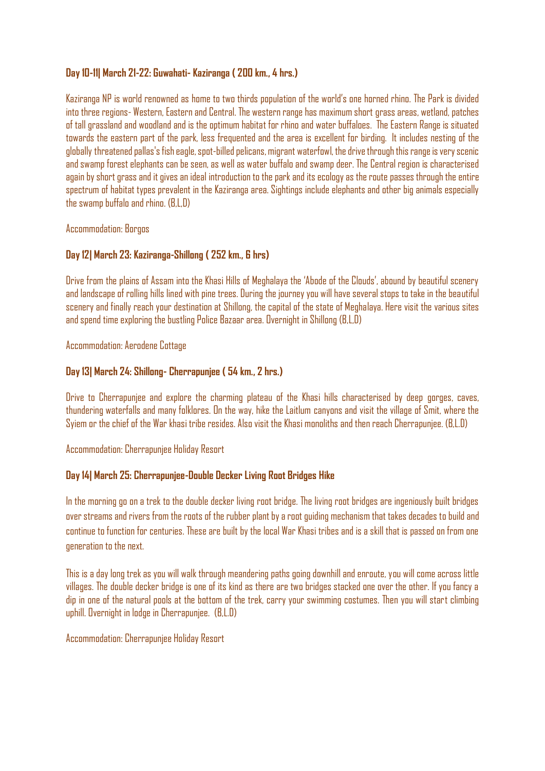**Day 10-11| March 21-22: Guwahati- Kaziranga ( 200 km., 4 hrs.)**

Kaziranga NP is world renowned as home to two thirds population of the world's one horned rhino. The Park is divided into three regions- Western, Eastern and Central. The western range has maximum short grass areas, wetland, patches of tall grassland and woodland and is the optimum habitat for rhino and water buffaloes. The Eastern Range is situated towards the eastern part of the park, less frequented and the area is excellent for birding. It includes nesting of the globally threatened pallas's fish eagle, spot-billed pelicans, migrant waterfowl, the drive through this range is very scenic and swamp forest elephants can be seen, as well as water buffalo and swamp deer. The Central region is characterised again by short grass and it gives an ideal introduction to the park and its ecology as the route passes through the entire spectrum of habitat types prevalent in the Kaziranga area. Sightings include elephants and other big animals especially the swamp buffalo and rhino. (B,L,D)

Accommodation: Borgos

**Day 12| March 23: Kaziranga-Shillong ( 252 km., 6 hrs)**

Drive from the plains of Assam into the Khasi Hills of Meghalaya the 'Abode of the Clouds', abound by beautiful scenery and landscape of rolling hills lined with pine trees. During the journey you will have several stops to take in the beautiful scenery and finally reach your destination at Shillong, the capital of the state of Meghalaya. Here visit the various sites and spend time exploring the bustling Police Bazaar area. Overnight in Shillong (B,L,D)

Accommodation: Aerodene Cottage

**Day 13| March 24: Shillong- Cherrapunjee ( 54 km., 2 hrs.)**

Drive to Cherrapunjee and explore the charming plateau of the Khasi hills characterised by deep gorges, caves, thundering waterfalls and many folklores. On the way, hike the Laitlum canyons and visit the village of Smit, where the Syiem or the chief of the War khasi tribe resides. Also visit the Khasi monoliths and then reach Cherrapunjee. (B,L,D)

Accommodation: Cherrapunjee Holiday Resort

**Day 14| March 25: Cherrapunjee-Double Decker Living Root Bridges Hike**

In the morning go on a trek to the double decker living root bridge. The living root bridges are ingeniously built bridges over streams and rivers from the roots of the rubber plant by a root guiding mechanism that takes decades to build and continue to function for centuries. These are built by the local War Khasi tribes and is a skill that is passed on from one generation to the next.

This is a day long trek as you will walk through meandering paths going downhill and enroute, you will come across little villages. The double decker bridge is one of its kind as there are two bridges stacked one over the other. If you fancy a dip in one of the natural pools at the bottom of the trek, carry your swimming costumes. Then you will start climbing uphill. Overnight in lodge in Cherrapunjee. (B,L,D)

Accommodation: Cherrapunjee Holiday Resort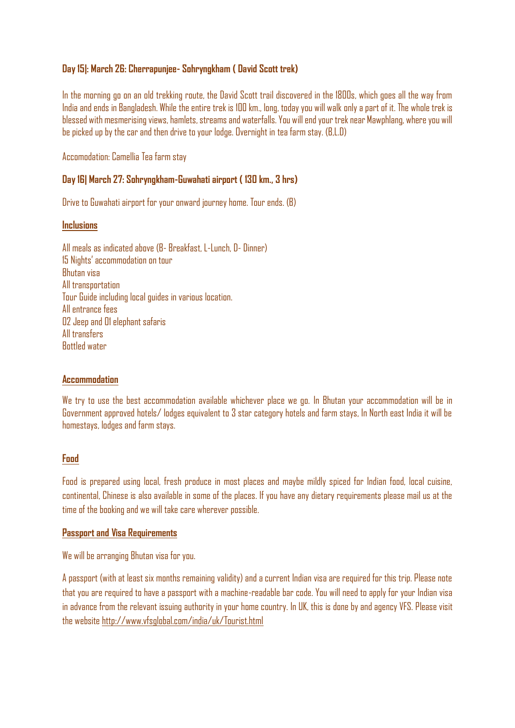**Day 15|: March 26: Cherrapunjee- Sohryngkham ( David Scott trek)**

In the morning go on an old trekking route, the David Scott trail discovered in the 1800s, which goes all the way from India and ends in Bangladesh. While the entire trek is 100 km., long, today you will walk only a part of it. The whole trek is blessed with mesmerising views, hamlets, streams and waterfalls. You will end your trek near Mawphlang, where you will be picked up by the car and then drive to your lodge. Overnight in tea farm stay. (B,L.D)

Accomodation: Camellia Tea farm stay

**Day 16| March 27: Sohryngkham-Guwahati airport ( 130 km., 3 hrs)**

Drive to Guwahati airport for your onward journey home. Tour ends. (B)

**Inclusions**

All meals as indicated above (B- Breakfast, L-Lunch, D- Dinner)
15 Nights' accommodation on tour
Bhutan visa
All transportation
Tour Guide including local guides in various location.
All entrance fees
02 Jeep and 01 elephant safaris
All transfers
Bottled water

**Accommodation**

We try to use the best accommodation available whichever place we go. In Bhutan your accommodation will be in Government approved hotels/ lodges equivalent to 3 star category hotels and farm stays, In North east India it will be homestays, lodges and farm stays.

**Food**

Food is prepared using local, fresh produce in most places and maybe mildly spiced for Indian food, local cuisine, continental, Chinese is also available in some of the places. If you have any dietary requirements please mail us at the time of the booking and we will take care wherever possible.

**Passport and Visa Requirements**

We will be arranging Bhutan visa for you.

A passport (with at least six months remaining validity) and a current Indian visa are required for this trip. Please note that you are required to have a passport with a machine-readable bar code. You will need to apply for your Indian visa in advance from the relevant issuing authority in your home country. In UK, this is done by and agency VFS. Please visit the website http://www.vfsglobal.com/india/uk/Tourist.html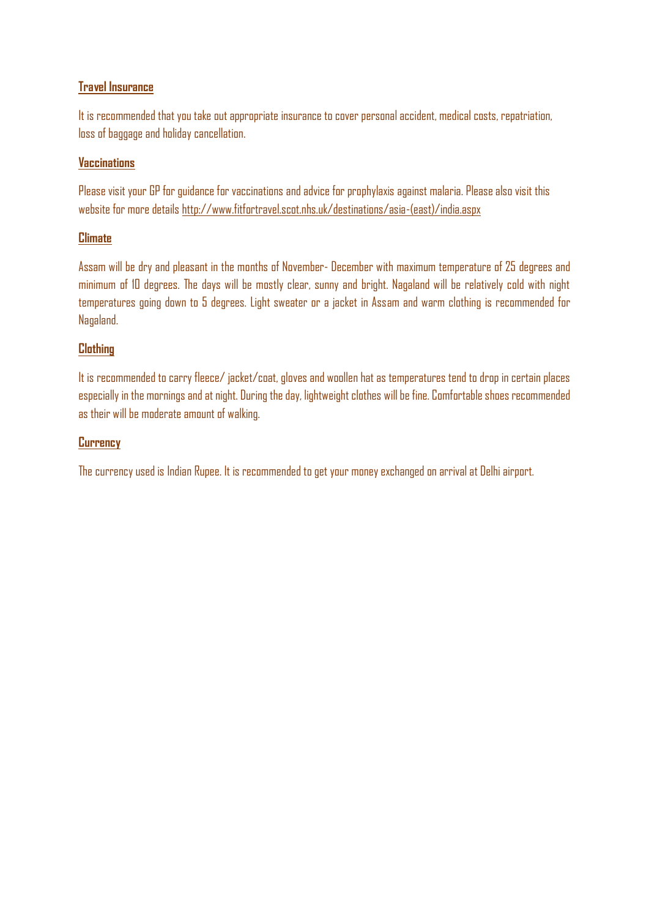**Travel Insurance**

It is recommended that you take out appropriate insurance to cover personal accident, medical costs, repatriation, loss of baggage and holiday cancellation.

**Vaccinations**

Please visit your GP for guidance for vaccinations and advice for prophylaxis against malaria. Please also visit this website for more details http://www.fitfortravel.scot.nhs.uk/destinations/asia-(east)/india.aspx

**Climate**

Assam will be dry and pleasant in the months of November- December with maximum temperature of 25 degrees and minimum of 10 degrees. The days will be mostly clear, sunny and bright. Nagaland will be relatively cold with night temperatures going down to 5 degrees. Light sweater or a jacket in Assam and warm clothing is recommended for Nagaland.

**Clothing**

It is recommended to carry fleece/ jacket/coat, gloves and woollen hat as temperatures tend to drop in certain places especially in the mornings and at night. During the day, lightweight clothes will be fine. Comfortable shoes recommended as their will be moderate amount of walking.

**Currency**

The currency used is Indian Rupee. It is recommended to get your money exchanged on arrival at Delhi airport.